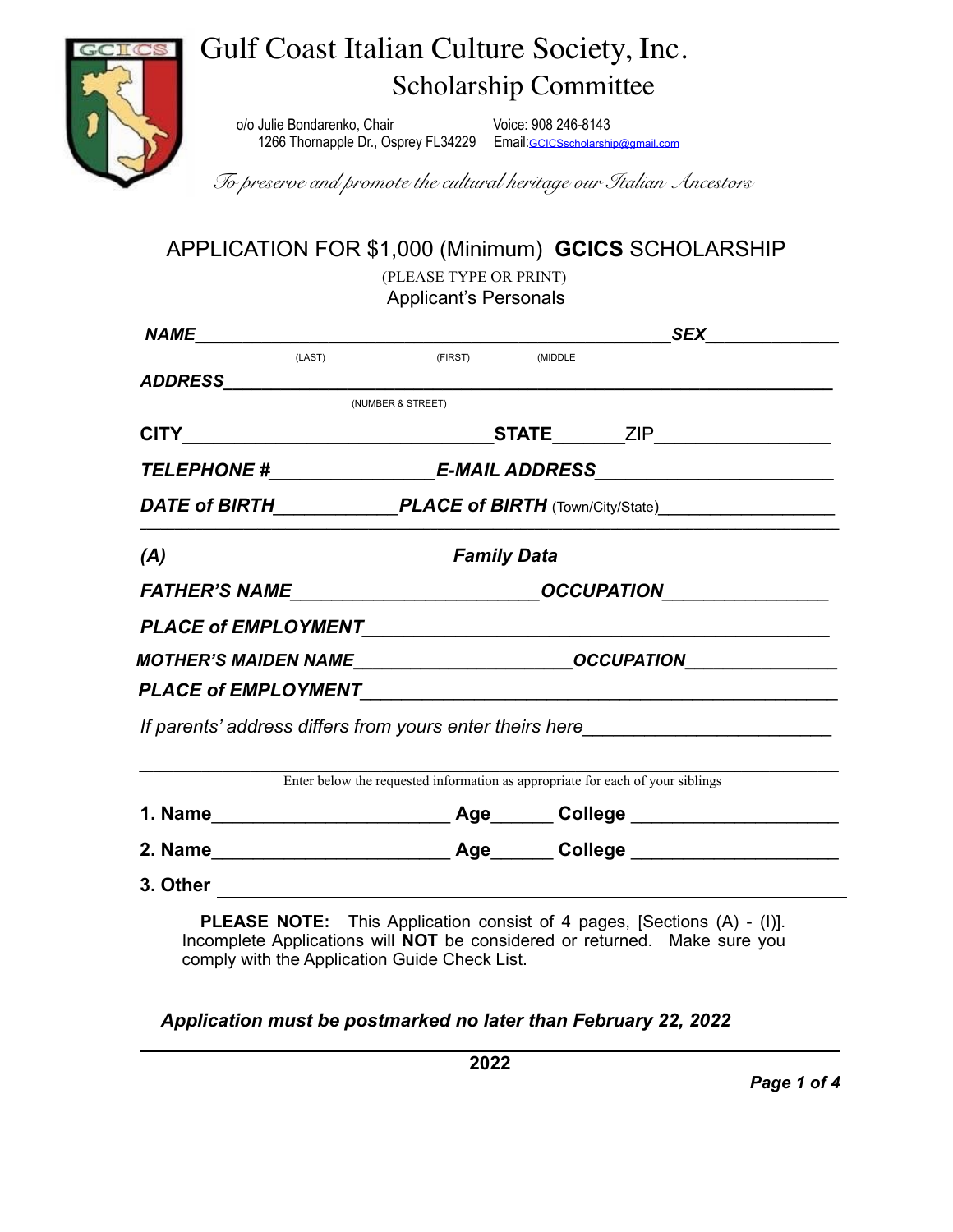# Gulf Coast Italian Culture Society, Inc.

## Scholarship Committee

c/o Julie Bondarenko, Chair
1266 Thornapple Dr., Osprey FL34229

Voice: 908 246-8143
Email: GCICSscholarship@gmail.com

*To preserve and promote the cultural heritage our Italian Ancestors*

## APPLICATION FOR $1,000 (Minimum) **GCICS** SCHOLARSHIP

(PLEASE TYPE OR PRINT)

Applicant's Personals

***NAME***_______________________________________________***SEX***____________

(LAST) (FIRST) (MIDDLE

***ADDRESS***___________________________________________________________

(NUMBER & STREET)

**CITY**___________________________**STATE**______ZIP_______________

***TELEPHONE #***_______________***E-MAIL ADDRESS***______________________

***DATE of BIRTH***___________***PLACE of BIRTH*** (Town/City/State)_________________

***(A)*** ***Family Data***

***FATHER'S NAME***______________________***OCCUPATION***_______________

***PLACE of EMPLOYMENT***_____________________________________________

***MOTHER'S MAIDEN NAME***____________________***OCCUPATION***______________

***PLACE of EMPLOYMENT***______________________________________________

*If parents' address differs from yours enter theirs here*_______________________

Enter below the requested information as appropriate for each of your siblings

**1. Name**______________________ **Age**______ **College** __________________

**2. Name**______________________ **Age**______ **College** __________________

**3. Other** ________________________________________________________

**PLEASE NOTE:** This Application consist of 4 pages, [Sections (A) - (I)]. Incomplete Applications will **NOT** be considered or returned. Make sure you comply with the Application Guide Check List.

***Application must be postmarked no later than February 22, 2022***

**2022**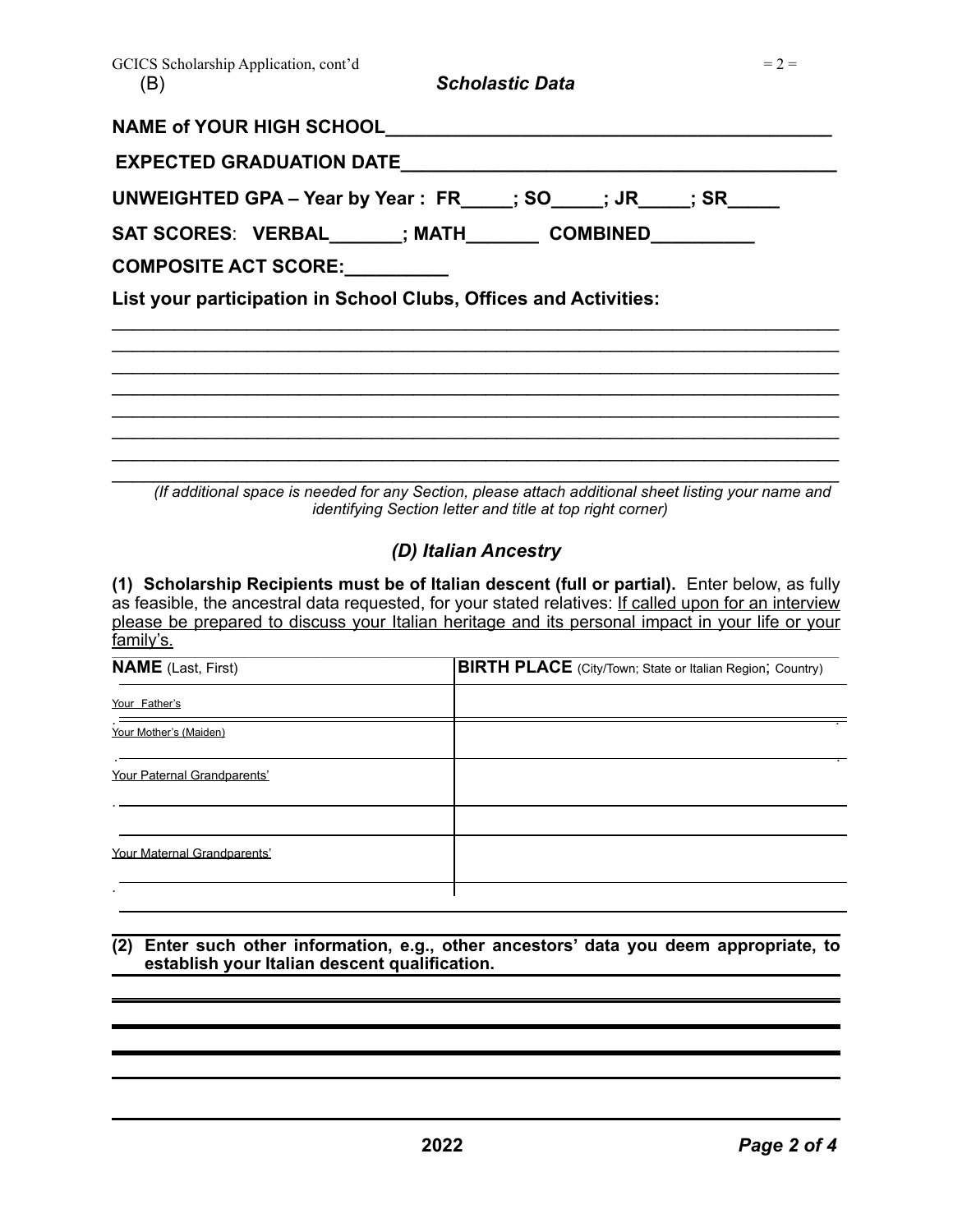(B) ***Scholastic Data***

**NAME of YOUR HIGH SCHOOL**___________________________________________

**EXPECTED GRADUATION DATE**__________________________________________

**UNWEIGHTED GPA – Year by Year : FR_____; SO_____; JR_____; SR_____**

**SAT SCORES**: **VERBAL_______; MATH_______ COMBINED__________**

**COMPOSITE ACT SCORE:__________**

**List your participation in School Clubs, Offices and Activities:**

_____________________________________________________________________________
_____________________________________________________________________________
_____________________________________________________________________________
_____________________________________________________________________________
_____________________________________________________________________________
_____________________________________________________________________________
_____________________________________________________________________________
_____________________________________________________________________________

*(If additional space is needed for any Section, please attach additional sheet listing your name and identifying Section letter and title at top right corner)*

## *(D) Italian Ancestry*

**(1) Scholarship Recipients must be of Italian descent (full or partial).** Enter below, as fully as feasible, the ancestral data requested, for your stated relatives: If called upon for an interview please be prepared to discuss your Italian heritage and its personal impact in your life or your family's.

| **NAME** (Last, First) | **BIRTH PLACE** (City/Town; State or Italian Region; Country) |
|---|---|
| Your Father's | |
| Your Mother's (Maiden) | |
| Your Paternal Grandparents' | |
| | |
| Your Maternal Grandparents' | |
| | |

**(2) Enter such other information, e.g., other ancestors' data you deem appropriate, to establish your Italian descent qualification.**

_____________________________________________________________________________
_____________________________________________________________________________
_____________________________________________________________________________
_____________________________________________________________________________
_____________________________________________________________________________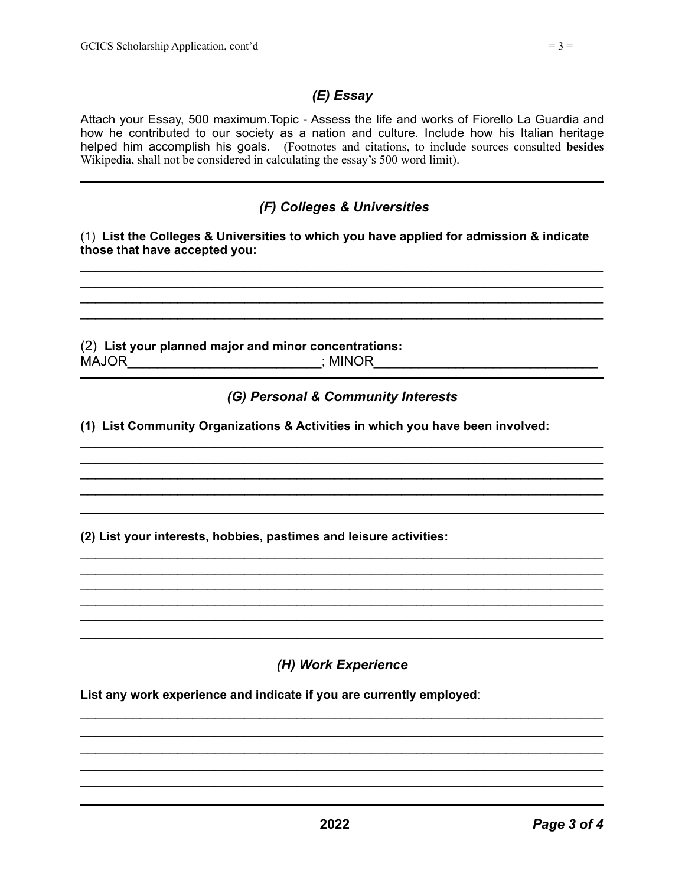## *(E) Essay*

Attach your Essay, 500 maximum.Topic - Assess the life and works of Fiorello La Guardia and how he contributed to our society as a nation and culture. Include how his Italian heritage helped him accomplish his goals. (Footnotes and citations, to include sources consulted **besides** Wikipedia, shall not be considered in calculating the essay's 500 word limit).

---

## *(F) Colleges & Universities*

(1) **List the Colleges & Universities to which you have applied for admission & indicate those that have accepted you:**

\_\_\_\_\_\_\_\_\_\_\_\_\_\_\_\_\_\_\_\_\_\_\_\_\_\_\_\_\_\_\_\_\_\_\_\_\_\_\_\_\_\_\_\_\_\_\_\_\_\_\_\_\_\_\_\_\_\_\_\_\_\_\_\_\_\_\_\_\_\_\_\_

\_\_\_\_\_\_\_\_\_\_\_\_\_\_\_\_\_\_\_\_\_\_\_\_\_\_\_\_\_\_\_\_\_\_\_\_\_\_\_\_\_\_\_\_\_\_\_\_\_\_\_\_\_\_\_\_\_\_\_\_\_\_\_\_\_\_\_\_\_\_\_\_

\_\_\_\_\_\_\_\_\_\_\_\_\_\_\_\_\_\_\_\_\_\_\_\_\_\_\_\_\_\_\_\_\_\_\_\_\_\_\_\_\_\_\_\_\_\_\_\_\_\_\_\_\_\_\_\_\_\_\_\_\_\_\_\_\_\_\_\_\_\_\_\_

\_\_\_\_\_\_\_\_\_\_\_\_\_\_\_\_\_\_\_\_\_\_\_\_\_\_\_\_\_\_\_\_\_\_\_\_\_\_\_\_\_\_\_\_\_\_\_\_\_\_\_\_\_\_\_\_\_\_\_\_\_\_\_\_\_\_\_\_\_\_\_\_

(2) **List your planned major and minor concentrations:**

MAJOR\_\_\_\_\_\_\_\_\_\_\_\_\_\_\_\_\_\_\_\_\_\_\_\_\_\_; MINOR\_\_\_\_\_\_\_\_\_\_\_\_\_\_\_\_\_\_\_\_\_\_\_\_\_\_\_\_\_\_

---

## *(G) Personal & Community Interests*

**(1) List Community Organizations & Activities in which you have been involved:**

\_\_\_\_\_\_\_\_\_\_\_\_\_\_\_\_\_\_\_\_\_\_\_\_\_\_\_\_\_\_\_\_\_\_\_\_\_\_\_\_\_\_\_\_\_\_\_\_\_\_\_\_\_\_\_\_\_\_\_\_\_\_\_\_\_\_\_\_\_\_\_\_

\_\_\_\_\_\_\_\_\_\_\_\_\_\_\_\_\_\_\_\_\_\_\_\_\_\_\_\_\_\_\_\_\_\_\_\_\_\_\_\_\_\_\_\_\_\_\_\_\_\_\_\_\_\_\_\_\_\_\_\_\_\_\_\_\_\_\_\_\_\_\_\_

\_\_\_\_\_\_\_\_\_\_\_\_\_\_\_\_\_\_\_\_\_\_\_\_\_\_\_\_\_\_\_\_\_\_\_\_\_\_\_\_\_\_\_\_\_\_\_\_\_\_\_\_\_\_\_\_\_\_\_\_\_\_\_\_\_\_\_\_\_\_\_\_

\_\_\_\_\_\_\_\_\_\_\_\_\_\_\_\_\_\_\_\_\_\_\_\_\_\_\_\_\_\_\_\_\_\_\_\_\_\_\_\_\_\_\_\_\_\_\_\_\_\_\_\_\_\_\_\_\_\_\_\_\_\_\_\_\_\_\_\_\_\_\_\_

**(2) List your interests, hobbies, pastimes and leisure activities:**

\_\_\_\_\_\_\_\_\_\_\_\_\_\_\_\_\_\_\_\_\_\_\_\_\_\_\_\_\_\_\_\_\_\_\_\_\_\_\_\_\_\_\_\_\_\_\_\_\_\_\_\_\_\_\_\_\_\_\_\_\_\_\_\_\_\_\_\_\_\_\_\_

\_\_\_\_\_\_\_\_\_\_\_\_\_\_\_\_\_\_\_\_\_\_\_\_\_\_\_\_\_\_\_\_\_\_\_\_\_\_\_\_\_\_\_\_\_\_\_\_\_\_\_\_\_\_\_\_\_\_\_\_\_\_\_\_\_\_\_\_\_\_\_\_

\_\_\_\_\_\_\_\_\_\_\_\_\_\_\_\_\_\_\_\_\_\_\_\_\_\_\_\_\_\_\_\_\_\_\_\_\_\_\_\_\_\_\_\_\_\_\_\_\_\_\_\_\_\_\_\_\_\_\_\_\_\_\_\_\_\_\_\_\_\_\_\_

\_\_\_\_\_\_\_\_\_\_\_\_\_\_\_\_\_\_\_\_\_\_\_\_\_\_\_\_\_\_\_\_\_\_\_\_\_\_\_\_\_\_\_\_\_\_\_\_\_\_\_\_\_\_\_\_\_\_\_\_\_\_\_\_\_\_\_\_\_\_\_\_

\_\_\_\_\_\_\_\_\_\_\_\_\_\_\_\_\_\_\_\_\_\_\_\_\_\_\_\_\_\_\_\_\_\_\_\_\_\_\_\_\_\_\_\_\_\_\_\_\_\_\_\_\_\_\_\_\_\_\_\_\_\_\_\_\_\_\_\_\_\_\_\_

\_\_\_\_\_\_\_\_\_\_\_\_\_\_\_\_\_\_\_\_\_\_\_\_\_\_\_\_\_\_\_\_\_\_\_\_\_\_\_\_\_\_\_\_\_\_\_\_\_\_\_\_\_\_\_\_\_\_\_\_\_\_\_\_\_\_\_\_\_\_\_\_

## *(H) Work Experience*

**List any work experience and indicate if you are currently employed**:

\_\_\_\_\_\_\_\_\_\_\_\_\_\_\_\_\_\_\_\_\_\_\_\_\_\_\_\_\_\_\_\_\_\_\_\_\_\_\_\_\_\_\_\_\_\_\_\_\_\_\_\_\_\_\_\_\_\_\_\_\_\_\_\_\_\_\_\_\_\_\_\_

\_\_\_\_\_\_\_\_\_\_\_\_\_\_\_\_\_\_\_\_\_\_\_\_\_\_\_\_\_\_\_\_\_\_\_\_\_\_\_\_\_\_\_\_\_\_\_\_\_\_\_\_\_\_\_\_\_\_\_\_\_\_\_\_\_\_\_\_\_\_\_\_

\_\_\_\_\_\_\_\_\_\_\_\_\_\_\_\_\_\_\_\_\_\_\_\_\_\_\_\_\_\_\_\_\_\_\_\_\_\_\_\_\_\_\_\_\_\_\_\_\_\_\_\_\_\_\_\_\_\_\_\_\_\_\_\_\_\_\_\_\_\_\_\_

\_\_\_\_\_\_\_\_\_\_\_\_\_\_\_\_\_\_\_\_\_\_\_\_\_\_\_\_\_\_\_\_\_\_\_\_\_\_\_\_\_\_\_\_\_\_\_\_\_\_\_\_\_\_\_\_\_\_\_\_\_\_\_\_\_\_\_\_\_\_\_\_

\_\_\_\_\_\_\_\_\_\_\_\_\_\_\_\_\_\_\_\_\_\_\_\_\_\_\_\_\_\_\_\_\_\_\_\_\_\_\_\_\_\_\_\_\_\_\_\_\_\_\_\_\_\_\_\_\_\_\_\_\_\_\_\_\_\_\_\_\_\_\_\_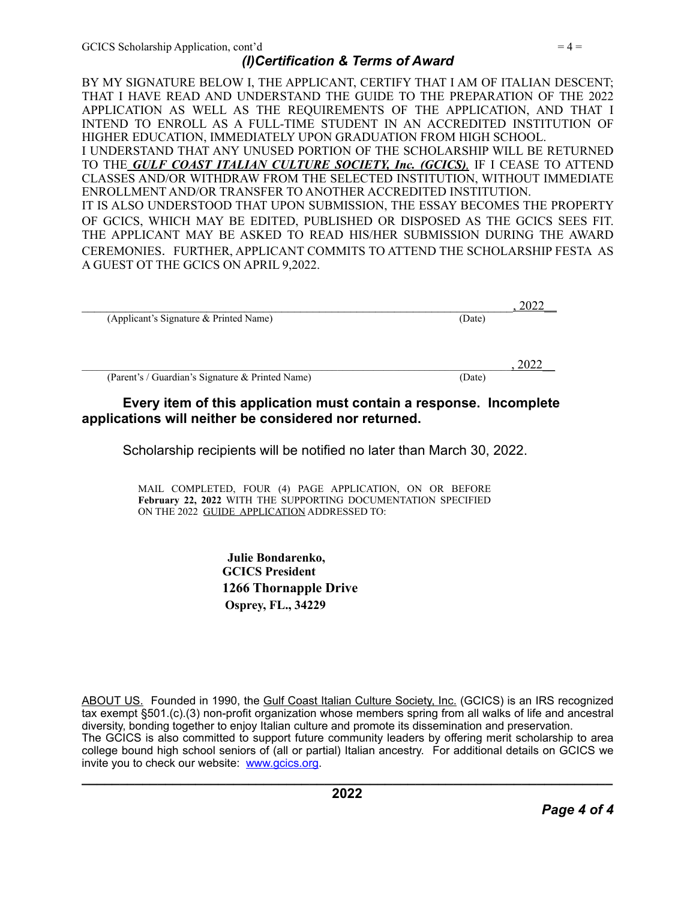### *(I)Certification & Terms of Award*

BY MY SIGNATURE BELOW I, THE APPLICANT, CERTIFY THAT I AM OF ITALIAN DESCENT; THAT I HAVE READ AND UNDERSTAND THE GUIDE TO THE PREPARATION OF THE 2022 APPLICATION AS WELL AS THE REQUIREMENTS OF THE APPLICATION, AND THAT I INTEND TO ENROLL AS A FULL-TIME STUDENT IN AN ACCREDITED INSTITUTION OF HIGHER EDUCATION, IMMEDIATELY UPON GRADUATION FROM HIGH SCHOOL.

I UNDERSTAND THAT ANY UNUSED PORTION OF THE SCHOLARSHIP WILL BE RETURNED TO THE ***GULF COAST ITALIAN CULTURE SOCIETY, Inc. (GCICS)***, IF I CEASE TO ATTEND CLASSES AND/OR WITHDRAW FROM THE SELECTED INSTITUTION, WITHOUT IMMEDIATE ENROLLMENT AND/OR TRANSFER TO ANOTHER ACCREDITED INSTITUTION.

IT IS ALSO UNDERSTOOD THAT UPON SUBMISSION, THE ESSAY BECOMES THE PROPERTY OF GCICS, WHICH MAY BE EDITED, PUBLISHED OR DISPOSED AS THE GCICS SEES FIT. THE APPLICANT MAY BE ASKED TO READ HIS/HER SUBMISSION DURING THE AWARD CEREMONIES. FURTHER, APPLICANT COMMITS TO ATTEND THE SCHOLARSHIP FESTA AS A GUEST OT THE GCICS ON APRIL 9,2022.

\_\_\_\_\_\_\_\_\_\_\_\_\_\_\_\_\_\_\_\_\_\_\_\_\_\_\_\_\_\_\_\_\_\_\_\_\_\_\_\_\_\_\_\_\_\_\_\_\_\_\_\_\_\_\_\_\_\_\_\_\_\_\_\_\_\_, 2022\_\_

(Applicant's Signature & Printed Name) (Date)

\_\_\_\_\_\_\_\_\_\_\_\_\_\_\_\_\_\_\_\_\_\_\_\_\_\_\_\_\_\_\_\_\_\_\_\_\_\_\_\_\_\_\_\_\_\_\_\_\_\_\_\_\_\_\_\_\_\_\_\_\_\_\_\_\_\_, 2022\_\_

(Parent's / Guardian's Signature & Printed Name) (Date)

**Every item of this application must contain a response. Incomplete applications will neither be considered nor returned.**

Scholarship recipients will be notified no later than March 30, 2022.

MAIL COMPLETED, FOUR (4) PAGE APPLICATION, ON OR BEFORE **February 22, 2022** WITH THE SUPPORTING DOCUMENTATION SPECIFIED ON THE 2022 GUIDE APPLICATION ADDRESSED TO:

**Julie Bondarenko,**
**GCICS President**
**1266 Thornapple Drive**
**Osprey, FL., 34229**

ABOUT US. Founded in 1990, the Gulf Coast Italian Culture Society, Inc. (GCICS) is an IRS recognized tax exempt §501.(c).(3) non-profit organization whose members spring from all walks of life and ancestral diversity, bonding together to enjoy Italian culture and promote its dissemination and preservation.
The GCICS is also committed to support future community leaders by offering merit scholarship to area college bound high school seniors of (all or partial) Italian ancestry. For additional details on GCICS we invite you to check our website: www.gcics.org.